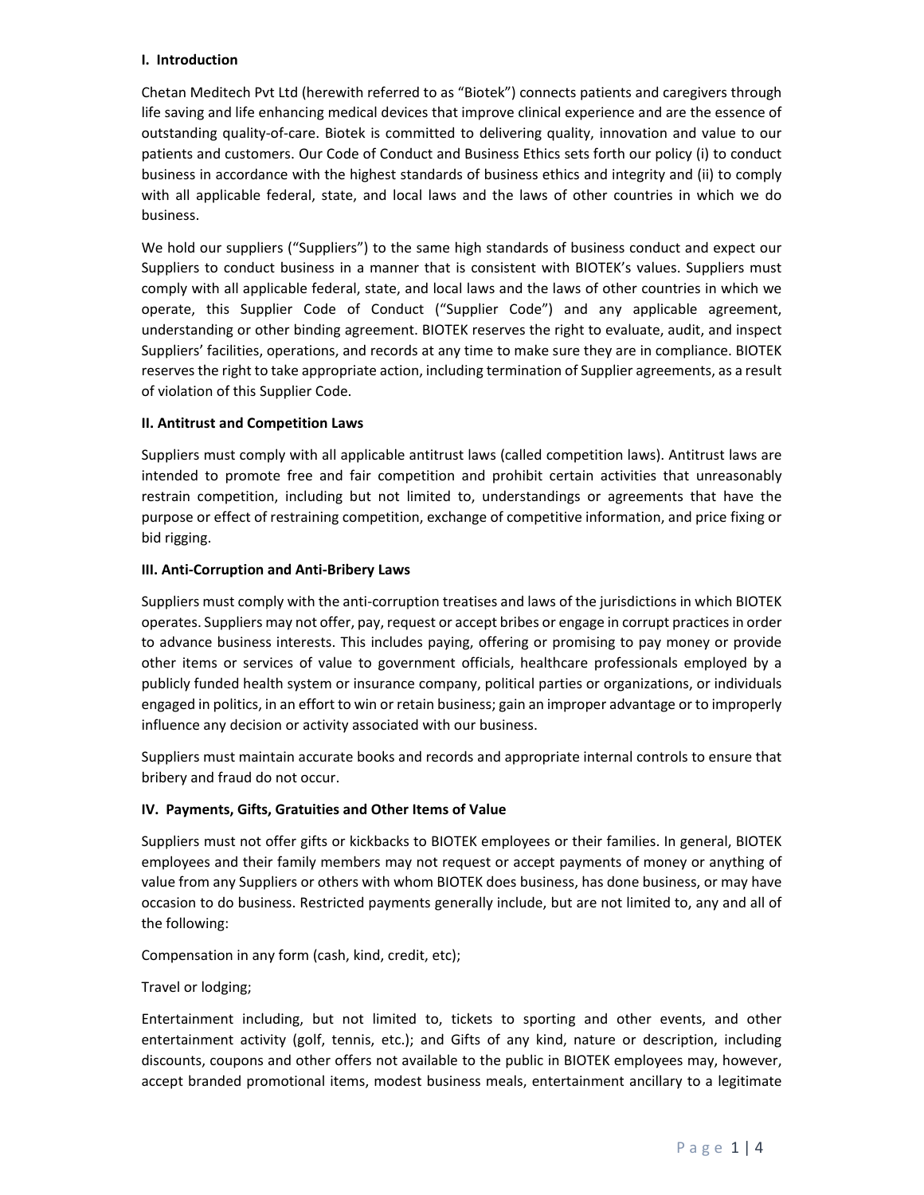## I. Introduction

Chetan Meditech Pvt Ltd (herewith referred to as "Biotek") connects patients and caregivers through life saving and life enhancing medical devices that improve clinical experience and are the essence of outstanding quality-of-care. Biotek is committed to delivering quality, innovation and value to our patients and customers. Our Code of Conduct and Business Ethics sets forth our policy (i) to conduct business in accordance with the highest standards of business ethics and integrity and (ii) to comply with all applicable federal, state, and local laws and the laws of other countries in which we do business.

We hold our suppliers ("Suppliers") to the same high standards of business conduct and expect our Suppliers to conduct business in a manner that is consistent with BIOTEK's values. Suppliers must comply with all applicable federal, state, and local laws and the laws of other countries in which we operate, this Supplier Code of Conduct ("Supplier Code") and any applicable agreement, understanding or other binding agreement. BIOTEK reserves the right to evaluate, audit, and inspect Suppliers' facilities, operations, and records at any time to make sure they are in compliance. BIOTEK reserves the right to take appropriate action, including termination of Supplier agreements, as a result of violation of this Supplier Code.

## II. Antitrust and Competition Laws

Suppliers must comply with all applicable antitrust laws (called competition laws). Antitrust laws are intended to promote free and fair competition and prohibit certain activities that unreasonably restrain competition, including but not limited to, understandings or agreements that have the purpose or effect of restraining competition, exchange of competitive information, and price fixing or bid rigging.

## III. Anti-Corruption and Anti-Bribery Laws

Suppliers must comply with the anti-corruption treatises and laws of the jurisdictions in which BIOTEK operates. Suppliers may not offer, pay, request or accept bribes or engage in corrupt practices in order to advance business interests. This includes paying, offering or promising to pay money or provide other items or services of value to government officials, healthcare professionals employed by a publicly funded health system or insurance company, political parties or organizations, or individuals engaged in politics, in an effort to win or retain business; gain an improper advantage or to improperly influence any decision or activity associated with our business.

Suppliers must maintain accurate books and records and appropriate internal controls to ensure that bribery and fraud do not occur.

## IV. Payments, Gifts, Gratuities and Other Items of Value

Suppliers must not offer gifts or kickbacks to BIOTEK employees or their families. In general, BIOTEK employees and their family members may not request or accept payments of money or anything of value from any Suppliers or others with whom BIOTEK does business, has done business, or may have occasion to do business. Restricted payments generally include, but are not limited to, any and all of the following:

Compensation in any form (cash, kind, credit, etc);

Travel or lodging;

Entertainment including, but not limited to, tickets to sporting and other events, and other entertainment activity (golf, tennis, etc.); and Gifts of any kind, nature or description, including discounts, coupons and other offers not available to the public in BIOTEK employees may, however, accept branded promotional items, modest business meals, entertainment ancillary to a legitimate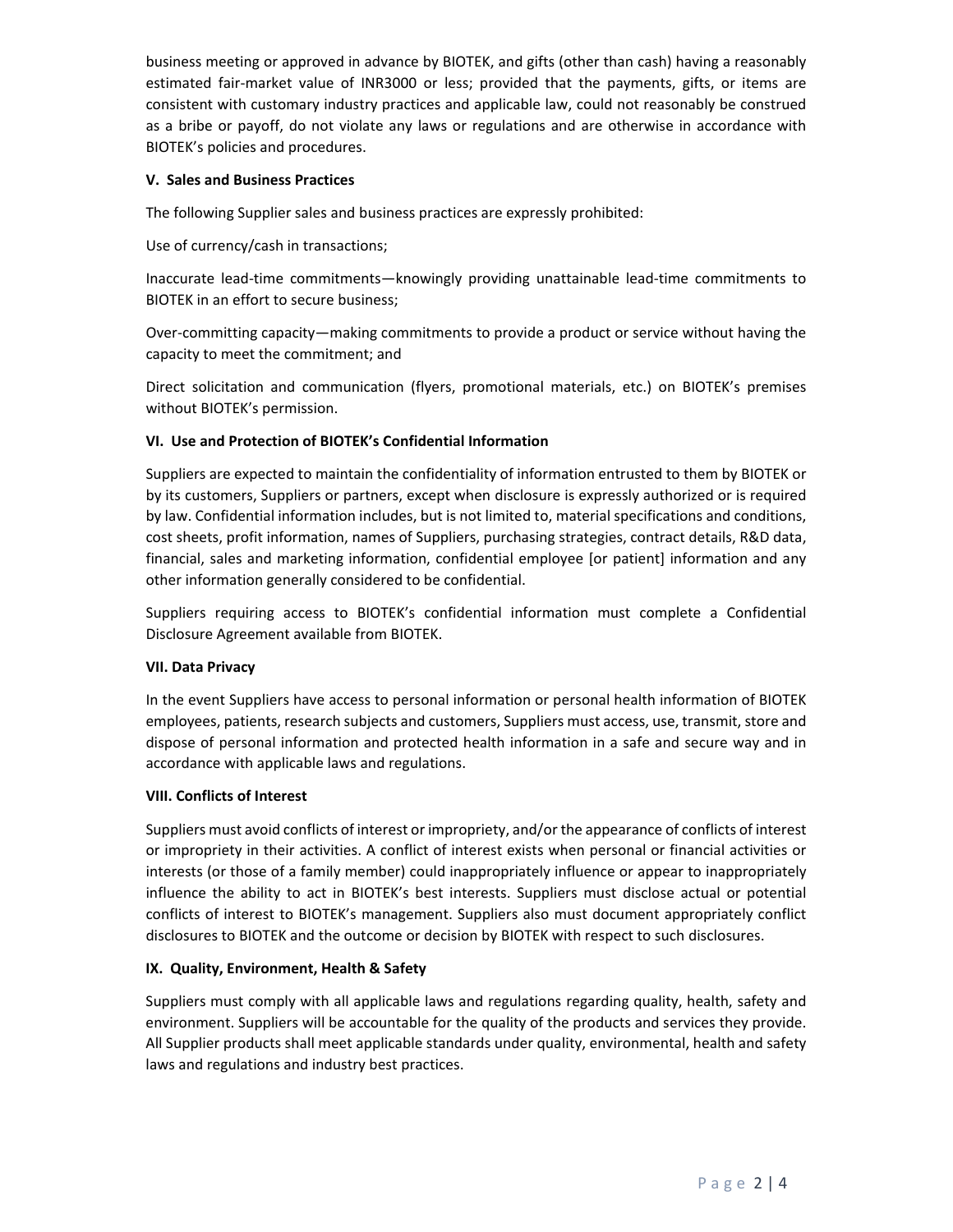business meeting or approved in advance by BIOTEK, and gifts (other than cash) having a reasonably estimated fair-market value of INR3000 or less; provided that the payments, gifts, or items are consistent with customary industry practices and applicable law, could not reasonably be construed as a bribe or payoff, do not violate any laws or regulations and are otherwise in accordance with BIOTEK's policies and procedures.

**V. Sales and Business Practices**

The following Supplier sales and business practices are expressly prohibited:

Use of currency/cash in transactions;

Inaccurate lead-time commitments—knowingly providing unattainable lead-time commitments to BIOTEK in an effort to secure business;

Over-committing capacity—making commitments to provide a product or service without having the capacity to meet the commitment; and

Direct solicitation and communication (flyers, promotional materials, etc.) on BIOTEK's premises without BIOTEK's permission.

**VI. Use and Protection of BIOTEK's Confidential Information**

Suppliers are expected to maintain the confidentiality of information entrusted to them by BIOTEK or by its customers, Suppliers or partners, except when disclosure is expressly authorized or is required by law. Confidential information includes, but is not limited to, material specifications and conditions, cost sheets, profit information, names of Suppliers, purchasing strategies, contract details, R&D data, financial, sales and marketing information, confidential employee [or patient] information and any other information generally considered to be confidential.

Suppliers requiring access to BIOTEK's confidential information must complete a Confidential Disclosure Agreement available from BIOTEK.

**VII. Data Privacy**

In the event Suppliers have access to personal information or personal health information of BIOTEK employees, patients, research subjects and customers, Suppliers must access, use, transmit, store and dispose of personal information and protected health information in a safe and secure way and in accordance with applicable laws and regulations.

**VIII. Conflicts of Interest**

Suppliers must avoid conflicts of interest or impropriety, and/or the appearance of conflicts of interest or impropriety in their activities. A conflict of interest exists when personal or financial activities or interests (or those of a family member) could inappropriately influence or appear to inappropriately influence the ability to act in BIOTEK's best interests. Suppliers must disclose actual or potential conflicts of interest to BIOTEK's management. Suppliers also must document appropriately conflict disclosures to BIOTEK and the outcome or decision by BIOTEK with respect to such disclosures.

**IX. Quality, Environment, Health & Safety**

Suppliers must comply with all applicable laws and regulations regarding quality, health, safety and environment. Suppliers will be accountable for the quality of the products and services they provide. All Supplier products shall meet applicable standards under quality, environmental, health and safety laws and regulations and industry best practices.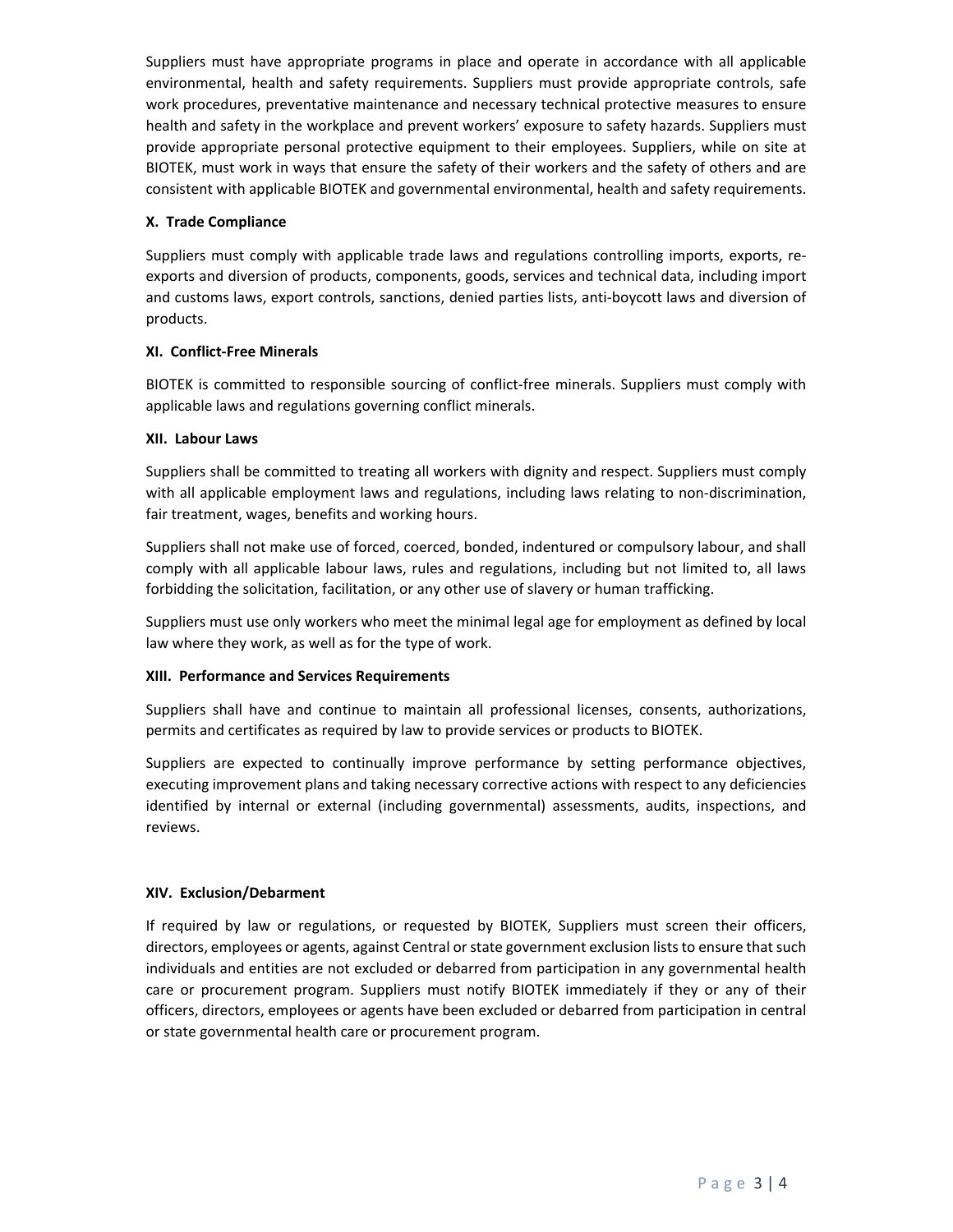Suppliers must have appropriate programs in place and operate in accordance with all applicable environmental, health and safety requirements. Suppliers must provide appropriate controls, safe work procedures, preventative maintenance and necessary technical protective measures to ensure health and safety in the workplace and prevent workers' exposure to safety hazards. Suppliers must provide appropriate personal protective equipment to their employees. Suppliers, while on site at BIOTEK, must work in ways that ensure the safety of their workers and the safety of others and are consistent with applicable BIOTEK and governmental environmental, health and safety requirements.

**X. Trade Compliance**

Suppliers must comply with applicable trade laws and regulations controlling imports, exports, re-exports and diversion of products, components, goods, services and technical data, including import and customs laws, export controls, sanctions, denied parties lists, anti-boycott laws and diversion of products.

**XI. Conflict-Free Minerals**

BIOTEK is committed to responsible sourcing of conflict-free minerals. Suppliers must comply with applicable laws and regulations governing conflict minerals.

**XII. Labour Laws**

Suppliers shall be committed to treating all workers with dignity and respect. Suppliers must comply with all applicable employment laws and regulations, including laws relating to non-discrimination, fair treatment, wages, benefits and working hours.

Suppliers shall not make use of forced, coerced, bonded, indentured or compulsory labour, and shall comply with all applicable labour laws, rules and regulations, including but not limited to, all laws forbidding the solicitation, facilitation, or any other use of slavery or human trafficking.

Suppliers must use only workers who meet the minimal legal age for employment as defined by local law where they work, as well as for the type of work.

**XIII. Performance and Services Requirements**

Suppliers shall have and continue to maintain all professional licenses, consents, authorizations, permits and certificates as required by law to provide services or products to BIOTEK.

Suppliers are expected to continually improve performance by setting performance objectives, executing improvement plans and taking necessary corrective actions with respect to any deficiencies identified by internal or external (including governmental) assessments, audits, inspections, and reviews.

**XIV. Exclusion/Debarment**

If required by law or regulations, or requested by BIOTEK, Suppliers must screen their officers, directors, employees or agents, against Central or state government exclusion lists to ensure that such individuals and entities are not excluded or debarred from participation in any governmental health care or procurement program. Suppliers must notify BIOTEK immediately if they or any of their officers, directors, employees or agents have been excluded or debarred from participation in central or state governmental health care or procurement program.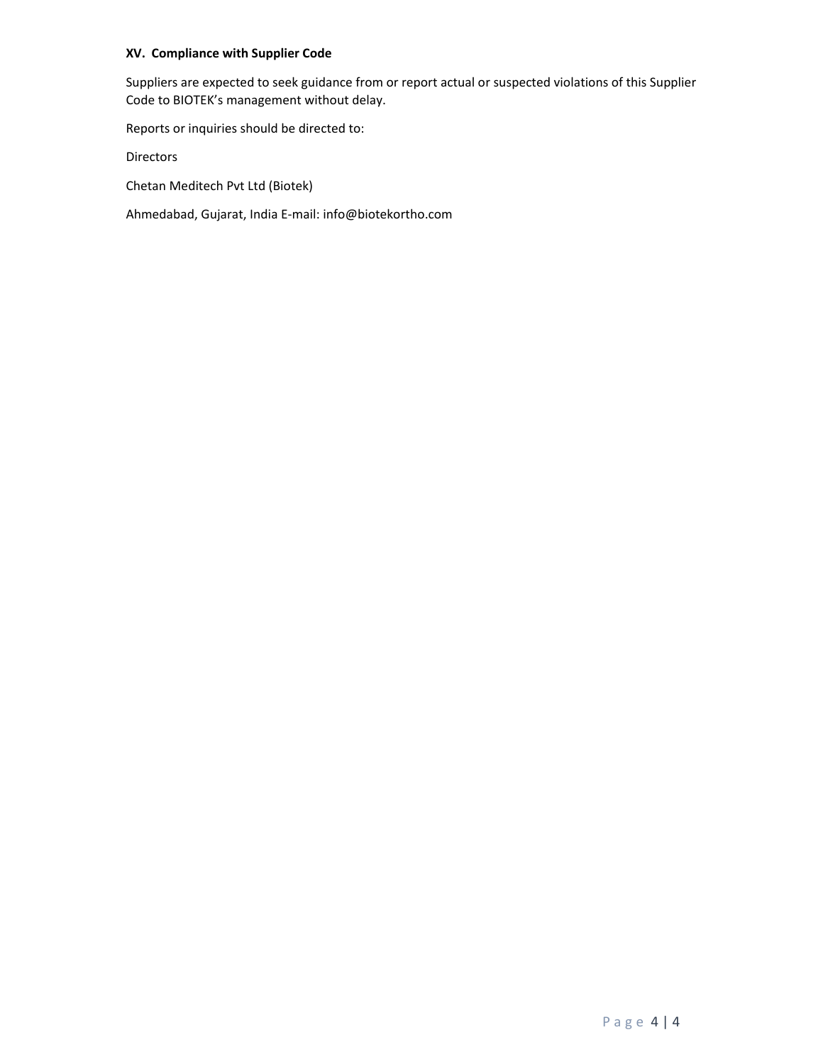### XV. Compliance with Supplier Code

Suppliers are expected to seek guidance from or report actual or suspected violations of this Supplier Code to BIOTEK's management without delay.

Reports or inquiries should be directed to:

Directors

Chetan Meditech Pvt Ltd (Biotek)

Ahmedabad, Gujarat, India E-mail: info@biotekortho.com